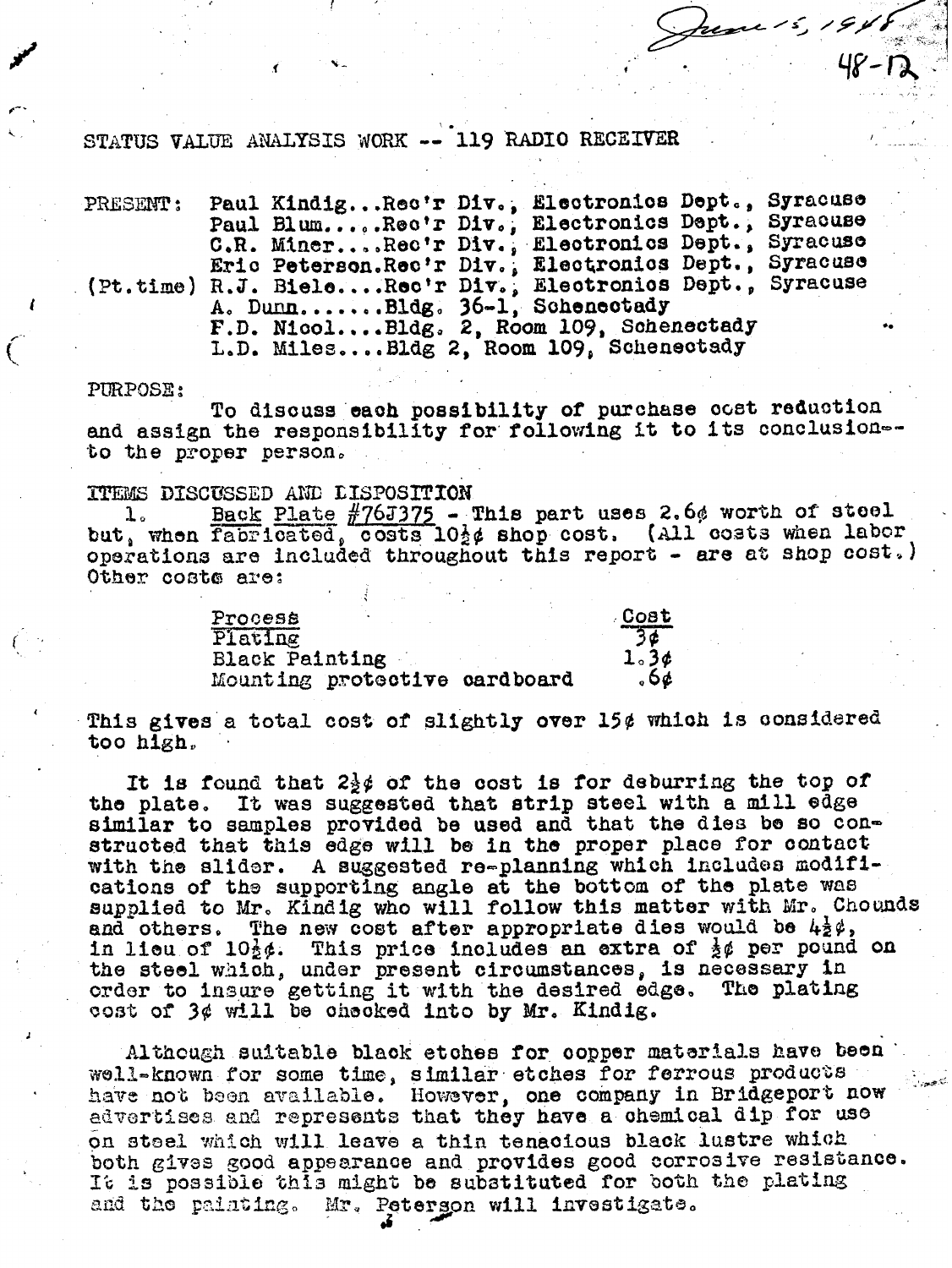June 15, 1948
48-12

# STATUS VALUE ANALYSIS WORK -- 119 RADIO RECEIVER

PRESENT: Paul Kindig...Rec'r Div., Electronics Dept., Syracuse
Paul Blum.....Rec'r Div., Electronics Dept., Syracuse
C.R. Miner.....Rec'r Div., Electronics Dept., Syracuse
Eric Peterson.Rec'r Div., Electronics Dept., Syracuse
(Pt.time) R.J. Biele....Rec'r Div., Electronics Dept., Syracuse
A. Dunn.......Bldg. 36-1, Schenectady
F.D. Nicol....Bldg. 2, Room 109, Schenectady
L.D. Miles....Bldg 2, Room 109, Schenectady

PURPOSE:

To discuss each possibility of purchase cost reduction and assign the responsibility for following it to its conclusion--to the proper person.

ITEMS DISCUSSED AND DISPOSITION

1. <u>Back Plate #76J375</u> - This part uses 2.6¢ worth of steel but, when fabricated, costs 10½¢ shop cost. (All costs when labor operations are included throughout this report - are at shop cost.) Other costs are:

| Process | Cost |
|---|---|
| Plating | 3¢ |
| Black Painting | 1.3¢ |
| Mounting protective cardboard | .6¢ |

This gives a total cost of slightly over 15¢ which is considered too high.

It is found that 2½¢ of the cost is for deburring the top of the plate. It was suggested that strip steel with a mill edge similar to samples provided be used and that the dies be so constructed that this edge will be in the proper place for contact with the slider. A suggested re-planning which includes modifications of the supporting angle at the bottom of the plate was supplied to Mr. Kindig who will follow this matter with Mr. Chounds and others. The new cost after appropriate dies would be 4½¢, in lieu of 10½¢. This price includes an extra of ½¢ per pound on the steel which, under present circumstances, is necessary in order to insure getting it with the desired edge. The plating cost of 3¢ will be checked into by Mr. Kindig.

Although suitable black etches for copper materials have been well-known for some time, similar etches for ferrous products have not been available. However, one company in Bridgeport now advertises and represents that they have a chemical dip for use on steel which will leave a thin tenacious black lustre which both gives good appearance and provides good corrosive resistance. It is possible this might be substituted for both the plating and the painting. Mr. Peterson will investigate.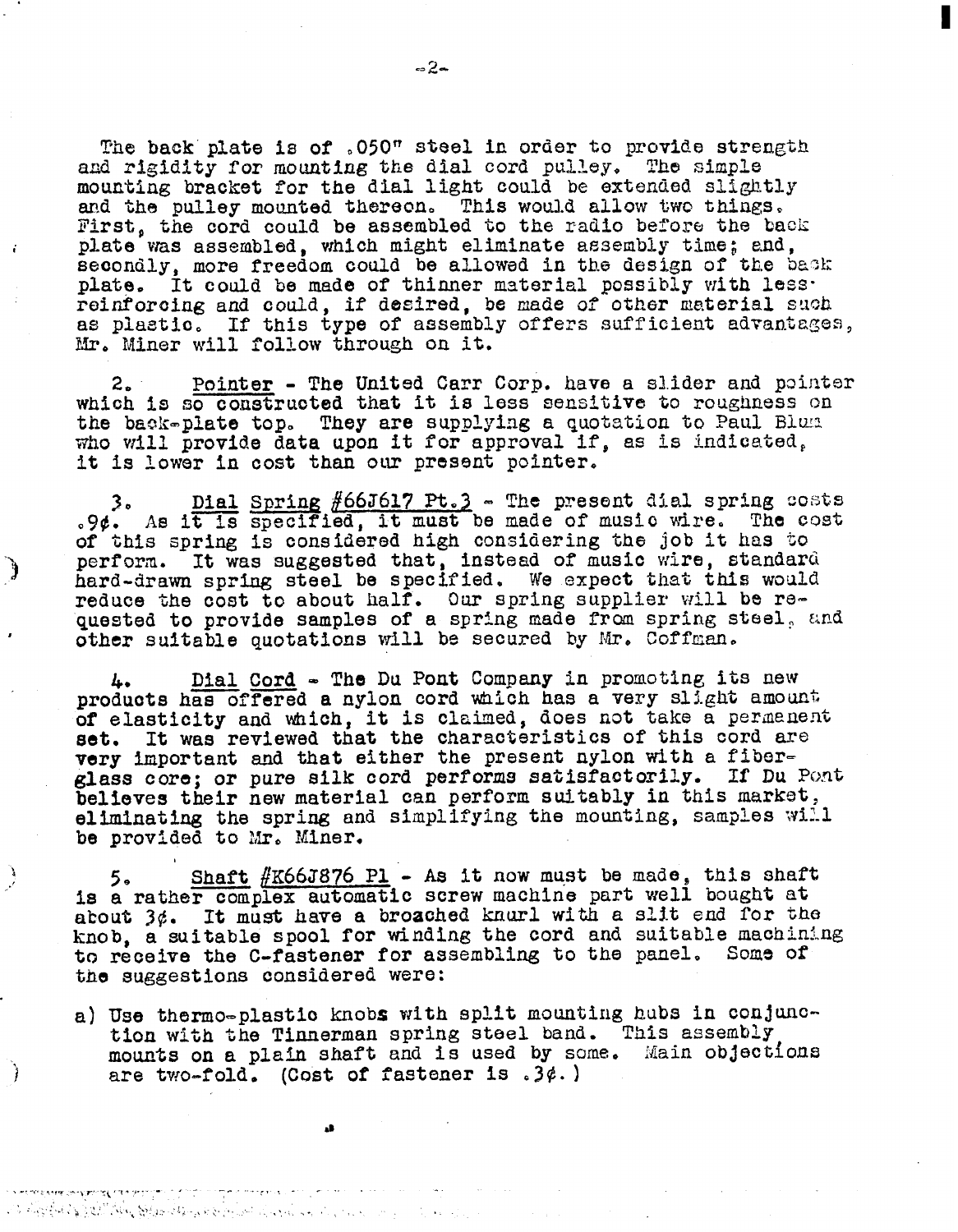The back plate is of .050" steel in order to provide strength and rigidity for mounting the dial cord pulley. The simple mounting bracket for the dial light could be extended slightly and the pulley mounted thereon. This would allow two things. First, the cord could be assembled to the radio before the back plate was assembled, which might eliminate assembly time; and, secondly, more freedom could be allowed in the design of the back plate. It could be made of thinner material possibly with less reinforcing and could, if desired, be made of other material such as plastic. If this type of assembly offers sufficient advantages, Mr. Miner will follow through on it.

2. <u>Pointer</u> - The United Carr Corp. have a slider and pointer which is so constructed that it is less sensitive to roughness on the back-plate top. They are supplying a quotation to Paul Blum who will provide data upon it for approval if, as is indicated, it is lower in cost than our present pointer.

3. <u>Dial Spring #66J617 Pt.3</u> - The present dial spring costs .9¢. As it is specified, it must be made of music wire. The cost of this spring is considered high considering the job it has to perform. It was suggested that, instead of music wire, standard hard-drawn spring steel be specified. We expect that this would reduce the cost to about half. Our spring supplier will be requested to provide samples of a spring made from spring steel, and other suitable quotations will be secured by Mr. Coffman.

4. <u>Dial Cord</u> - The Du Pont Company in promoting its new products has offered a nylon cord which has a very slight amount of elasticity and which, it is claimed, does not take a permanent set. It was reviewed that the characteristics of this cord are very important and that either the present nylon with a fiber-glass core; or pure silk cord performs satisfactorily. If Du Pont believes their new material can perform suitably in this market, eliminating the spring and simplifying the mounting, samples will be provided to Mr. Miner.

5. <u>Shaft #K66J876 P1</u> - As it now must be made, this shaft is a rather complex automatic screw machine part well bought at about 3¢. It must have a broached knurl with a slit end for the knob, a suitable spool for winding the cord and suitable machining to receive the C-fastener for assembling to the panel. Some of the suggestions considered were:

a) Use thermo-plastic knobs with split mounting hubs in conjunction with the Tinnerman spring steel band. This assembly mounts on a plain shaft and is used by some. Main objections are two-fold. (Cost of fastener is .3¢.)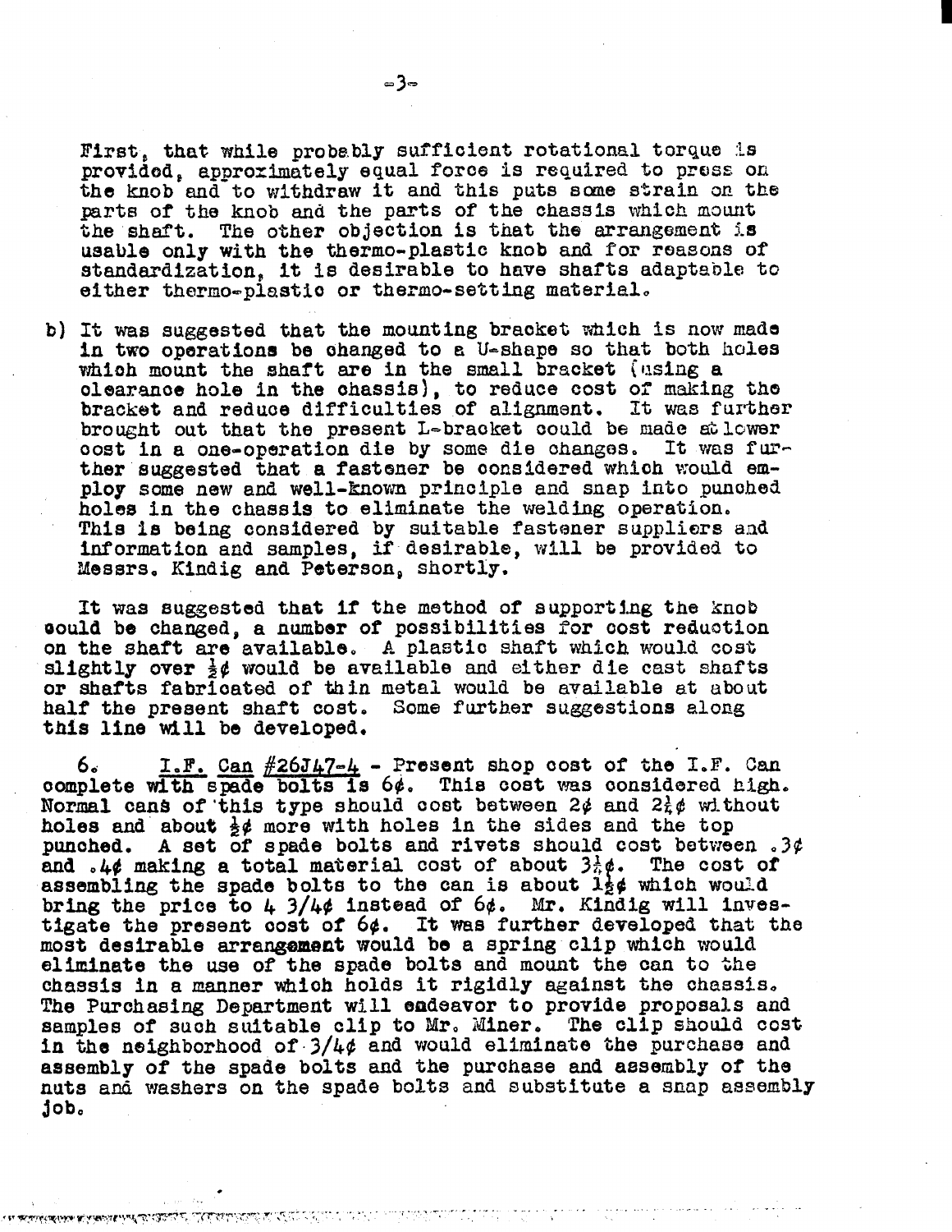First, that while probably sufficient rotational torque is provided, approximately equal force is required to press on the knob and to withdraw it and this puts some strain on the parts of the knob and the parts of the chassis which mount the shaft. The other objection is that the arrangement is usable only with the thermo-plastic knob and for reasons of standardization, it is desirable to have shafts adaptable to either thermo-plastic or thermo-setting material.

b) It was suggested that the mounting bracket which is now made in two operations be changed to a U-shape so that both holes which mount the shaft are in the small bracket (using a clearance hole in the chassis), to reduce cost of making the bracket and reduce difficulties of alignment. It was further brought out that the present L-bracket could be made at lower cost in a one-operation die by some die changes. It was further suggested that a fastener be considered which would employ some new and well-known principle and snap into punched holes in the chassis to eliminate the welding operation. This is being considered by suitable fastener suppliers and information and samples, if desirable, will be provided to Messrs. Kindig and Peterson, shortly.

It was suggested that if the method of supporting the knob could be changed, a number of possibilities for cost reduction on the shaft are available. A plastic shaft which would cost slightly over ½¢ would be available and either die cast shafts or shafts fabricated of thin metal would be available at about half the present shaft cost. Some further suggestions along this line will be developed.

6. <u>I.F. Can #26J47-4</u> - Present shop cost of the I.F. Can complete with spade bolts is 6¢. This cost was considered high. Normal cans of this type should cost between 2¢ and 2¼¢ without holes and about ½¢ more with holes in the sides and the top punched. A set of spade bolts and rivets should cost between .3¢ and .4¢ making a total material cost of about 3¼¢. The cost of assembling the spade bolts to the can is about 1½¢ which would bring the price to 4 3/4¢ instead of 6¢. Mr. Kindig will investigate the present cost of 6¢. It was further developed that the most desirable arrangement would be a spring clip which would eliminate the use of the spade bolts and mount the can to the chassis in a manner which holds it rigidly against the chassis. The Purchasing Department will endeavor to provide proposals and samples of such suitable clip to Mr. Miner. The clip should cost in the neighborhood of 3/4¢ and would eliminate the purchase and assembly of the spade bolts and the purchase and assembly of the nuts and washers on the spade bolts and substitute a snap assembly job.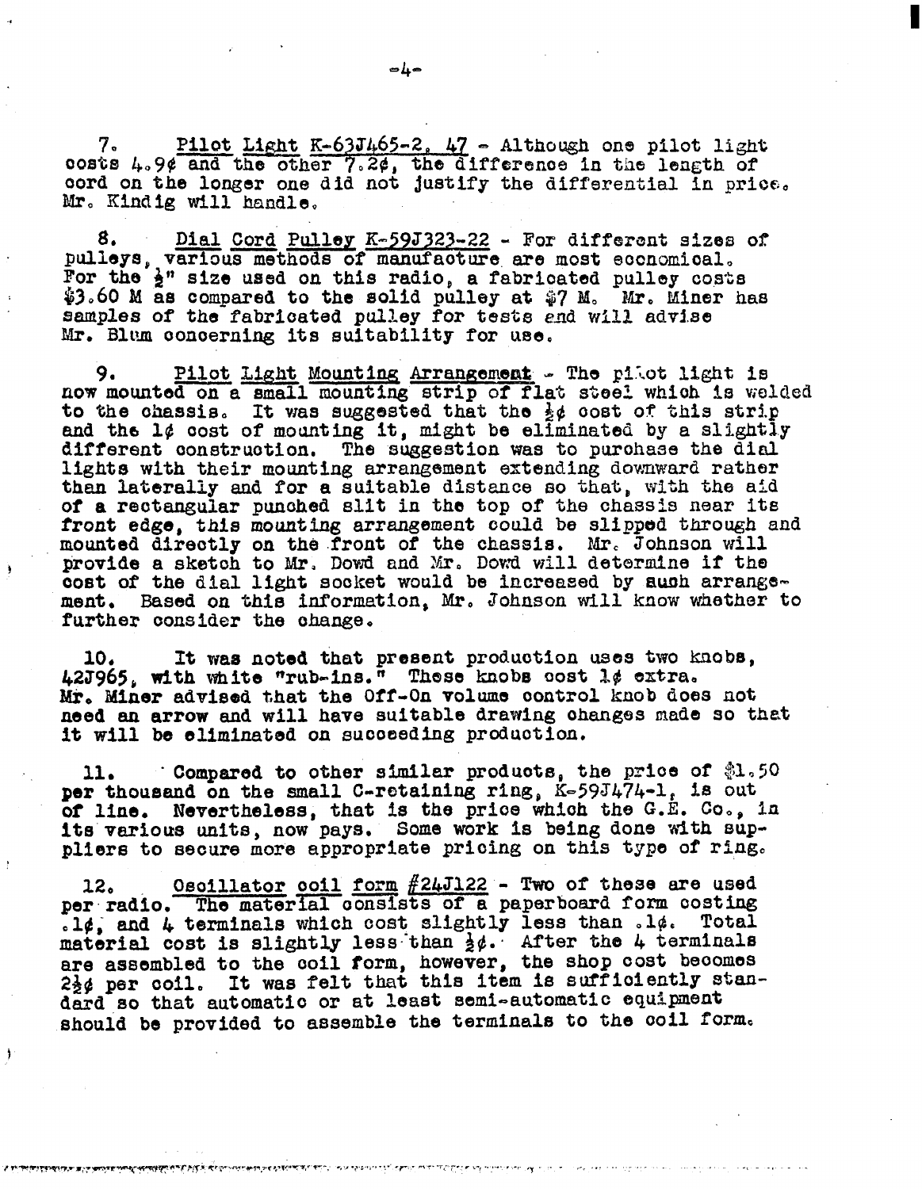7. Pilot Light K-63J465-2, 47 - Although one pilot light costs 4.9¢ and the other 7.2¢, the difference in the length of cord on the longer one did not justify the differential in price. Mr. Kindig will handle.

8. Dial Cord Pulley K-59J323-22 - For different sizes of pulleys, various methods of manufacture are most economical. For the ½" size used on this radio, a fabricated pulley costs $3.60 M as compared to the solid pulley at $7 M. Mr. Miner has samples of the fabricated pulley for tests and will advise Mr. Blum concerning its suitability for use.

9. Pilot Light Mounting Arrangement - The pilot light is now mounted on a small mounting strip of flat steel which is welded to the chassis. It was suggested that the ½¢ cost of this strip and the 1¢ cost of mounting it, might be eliminated by a slightly different construction. The suggestion was to purchase the dial lights with their mounting arrangement extending downward rather than laterally and for a suitable distance so that, with the aid of a rectangular punched slit in the top of the chassis near its front edge, this mounting arrangement could be slipped through and mounted directly on the front of the chassis. Mr. Johnson will provide a sketch to Mr. Dowd and Mr. Dowd will determine if the cost of the dial light socket would be increased by such arrangement. Based on this information, Mr. Johnson will know whether to further consider the change.

10. It was noted that present production uses two knobs, 42J965, with white "rub-ins." These knobs cost 1¢ extra. Mr. Miner advised that the Off-On volume control knob does not need an arrow and will have suitable drawing changes made so that it will be eliminated on succeeding production.

11. Compared to other similar products, the price of $1.50 per thousand on the small C-retaining ring, K-59J474-1, is out of line. Nevertheless, that is the price which the G.E. Co., in its various units, now pays. Some work is being done with suppliers to secure more appropriate pricing on this type of ring.

12. Oscillator coil form #24J122 - Two of these are used per radio. The material consists of a paperboard form costing .1¢, and 4 terminals which cost slightly less than .1¢. Total material cost is slightly less than ½¢. After the 4 terminals are assembled to the coil form, however, the shop cost becomes 2½¢ per coil. It was felt that this item is sufficiently standard so that automatic or at least semi-automatic equipment should be provided to assemble the terminals to the coil form.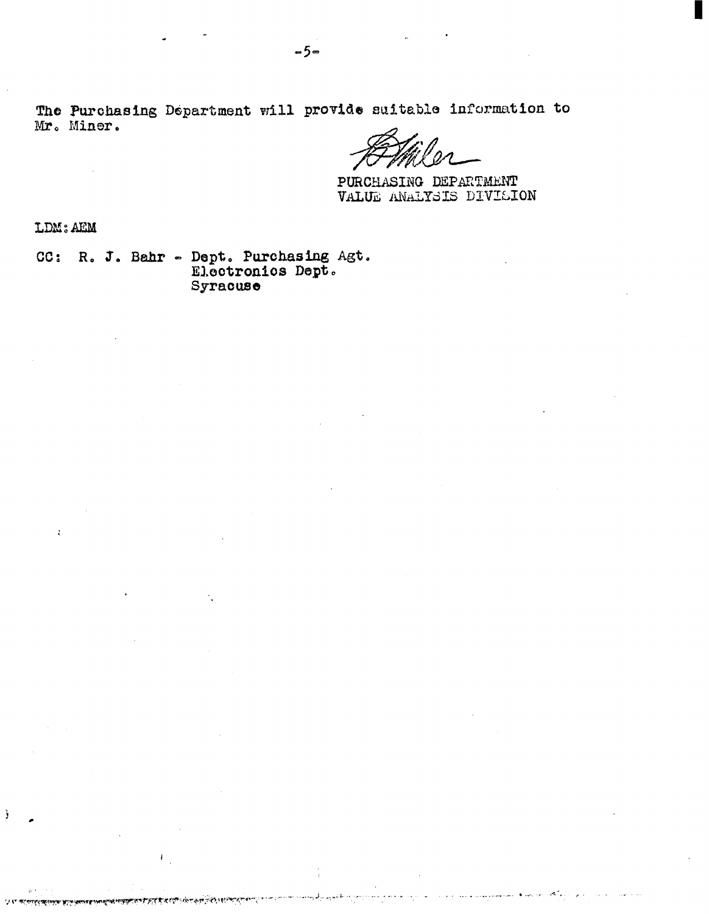The Purchasing Department will provide suitable information to Mr. Miner.

PURCHASING DEPARTMENT
VALUE ANALYSIS DIVISION

LDM:AEM

CC: R. J. Bahr - Dept. Purchasing Agt.
Electronics Dept.
Syracuse